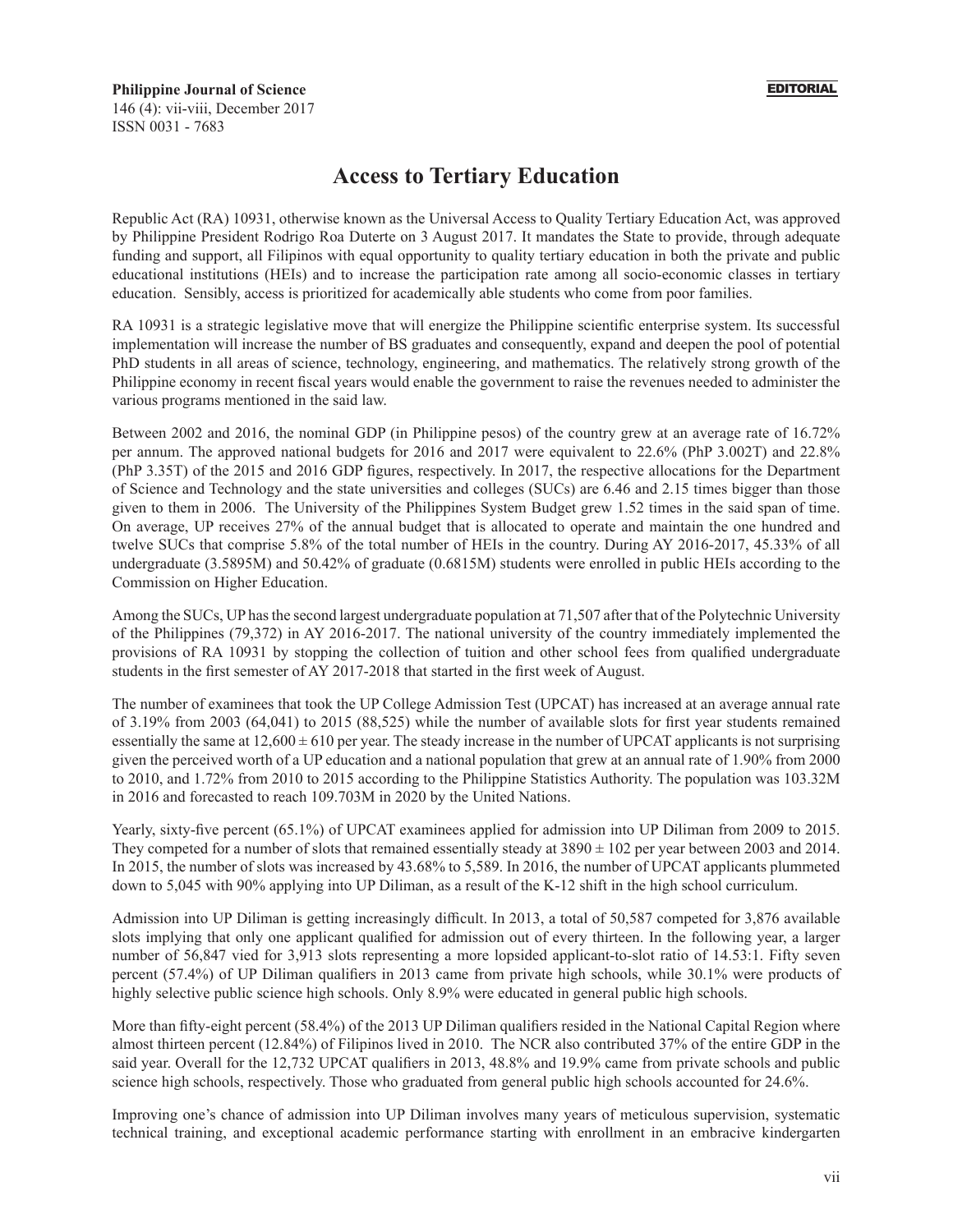EDITORIAL

# Access to Tertiary Education

Republic Act (RA) 10931, otherwise known as the Universal Access to Quality Tertiary Education Act, was approved by Philippine President Rodrigo Roa Duterte on 3 August 2017. It mandates the State to provide, through adequate funding and support, all Filipinos with equal opportunity to quality tertiary education in both the private and public educational institutions (HEIs) and to increase the participation rate among all socio-economic classes in tertiary education. Sensibly, access is prioritized for academically able students who come from poor families.

RA 10931 is a strategic legislative move that will energize the Philippine scientific enterprise system. Its successful implementation will increase the number of BS graduates and consequently, expand and deepen the pool of potential PhD students in all areas of science, technology, engineering, and mathematics. The relatively strong growth of the Philippine economy in recent fiscal years would enable the government to raise the revenues needed to administer the various programs mentioned in the said law.

Between 2002 and 2016, the nominal GDP (in Philippine pesos) of the country grew at an average rate of 16.72% per annum. The approved national budgets for 2016 and 2017 were equivalent to 22.6% (PhP 3.002T) and 22.8% (PhP 3.35T) of the 2015 and 2016 GDP figures, respectively. In 2017, the respective allocations for the Department of Science and Technology and the state universities and colleges (SUCs) are 6.46 and 2.15 times bigger than those given to them in 2006. The University of the Philippines System Budget grew 1.52 times in the said span of time. On average, UP receives 27% of the annual budget that is allocated to operate and maintain the one hundred and twelve SUCs that comprise 5.8% of the total number of HEIs in the country. During AY 2016-2017, 45.33% of all undergraduate (3.5895M) and 50.42% of graduate (0.6815M) students were enrolled in public HEIs according to the Commission on Higher Education.

Among the SUCs, UP has the second largest undergraduate population at 71,507 after that of the Polytechnic University of the Philippines (79,372) in AY 2016-2017. The national university of the country immediately implemented the provisions of RA 10931 by stopping the collection of tuition and other school fees from qualified undergraduate students in the first semester of AY 2017-2018 that started in the first week of August.

The number of examinees that took the UP College Admission Test (UPCAT) has increased at an average annual rate of 3.19% from 2003 (64,041) to 2015 (88,525) while the number of available slots for first year students remained essentially the same at $12{,}600 \pm 610$ per year. The steady increase in the number of UPCAT applicants is not surprising given the perceived worth of a UP education and a national population that grew at an annual rate of 1.90% from 2000 to 2010, and 1.72% from 2010 to 2015 according to the Philippine Statistics Authority. The population was 103.32M in 2016 and forecasted to reach 109.703M in 2020 by the United Nations.

Yearly, sixty-five percent (65.1%) of UPCAT examinees applied for admission into UP Diliman from 2009 to 2015. They competed for a number of slots that remained essentially steady at $3890 \pm 102$ per year between 2003 and 2014. In 2015, the number of slots was increased by 43.68% to 5,589. In 2016, the number of UPCAT applicants plummeted down to 5,045 with 90% applying into UP Diliman, as a result of the K-12 shift in the high school curriculum.

Admission into UP Diliman is getting increasingly difficult. In 2013, a total of 50,587 competed for 3,876 available slots implying that only one applicant qualified for admission out of every thirteen. In the following year, a larger number of 56,847 vied for 3,913 slots representing a more lopsided applicant-to-slot ratio of 14.53:1. Fifty seven percent (57.4%) of UP Diliman qualifiers in 2013 came from private high schools, while 30.1% were products of highly selective public science high schools. Only 8.9% were educated in general public high schools.

More than fifty-eight percent (58.4%) of the 2013 UP Diliman qualifiers resided in the National Capital Region where almost thirteen percent (12.84%) of Filipinos lived in 2010. The NCR also contributed 37% of the entire GDP in the said year. Overall for the 12,732 UPCAT qualifiers in 2013, 48.8% and 19.9% came from private schools and public science high schools, respectively. Those who graduated from general public high schools accounted for 24.6%.

Improving one's chance of admission into UP Diliman involves many years of meticulous supervision, systematic technical training, and exceptional academic performance starting with enrollment in an embracive kindergarten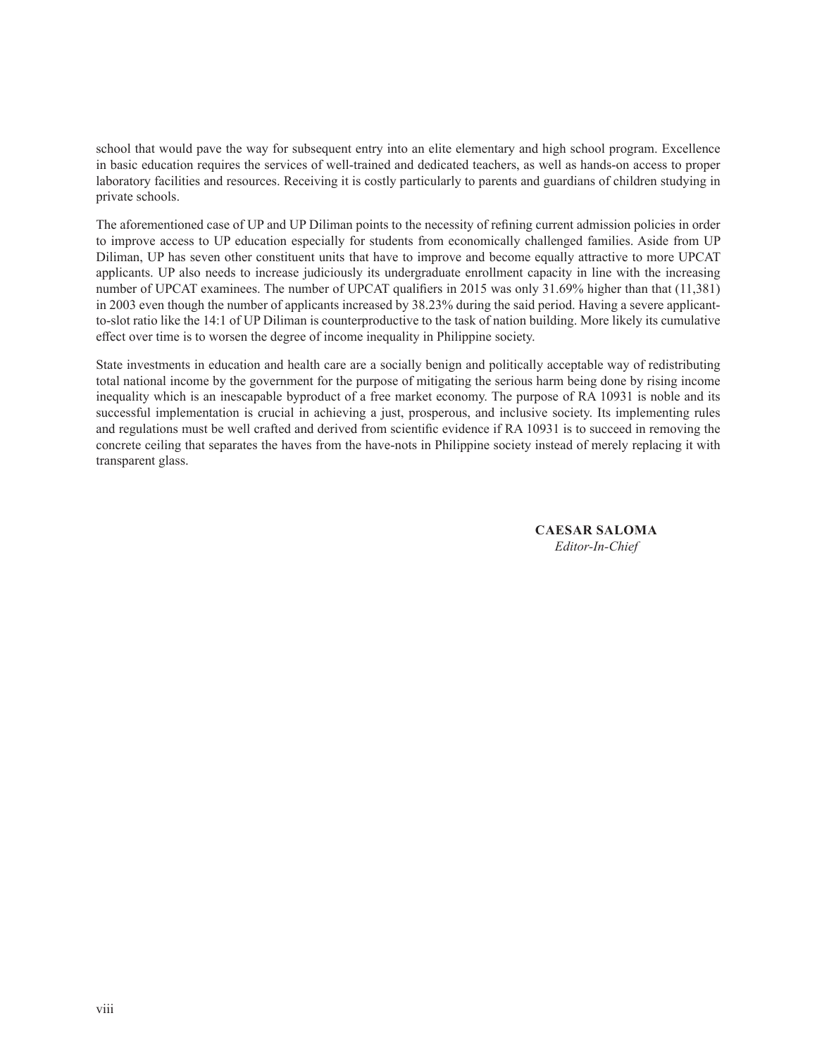school that would pave the way for subsequent entry into an elite elementary and high school program. Excellence in basic education requires the services of well-trained and dedicated teachers, as well as hands-on access to proper laboratory facilities and resources. Receiving it is costly particularly to parents and guardians of children studying in private schools.

The aforementioned case of UP and UP Diliman points to the necessity of refining current admission policies in order to improve access to UP education especially for students from economically challenged families. Aside from UP Diliman, UP has seven other constituent units that have to improve and become equally attractive to more UPCAT applicants. UP also needs to increase judiciously its undergraduate enrollment capacity in line with the increasing number of UPCAT examinees. The number of UPCAT qualifiers in 2015 was only 31.69% higher than that (11,381) in 2003 even though the number of applicants increased by 38.23% during the said period. Having a severe applicant-to-slot ratio like the 14:1 of UP Diliman is counterproductive to the task of nation building. More likely its cumulative effect over time is to worsen the degree of income inequality in Philippine society.

State investments in education and health care are a socially benign and politically acceptable way of redistributing total national income by the government for the purpose of mitigating the serious harm being done by rising income inequality which is an inescapable byproduct of a free market economy. The purpose of RA 10931 is noble and its successful implementation is crucial in achieving a just, prosperous, and inclusive society. Its implementing rules and regulations must be well crafted and derived from scientific evidence if RA 10931 is to succeed in removing the concrete ceiling that separates the haves from the have-nots in Philippine society instead of merely replacing it with transparent glass.

**CAESAR SALOMA**
*Editor-In-Chief*